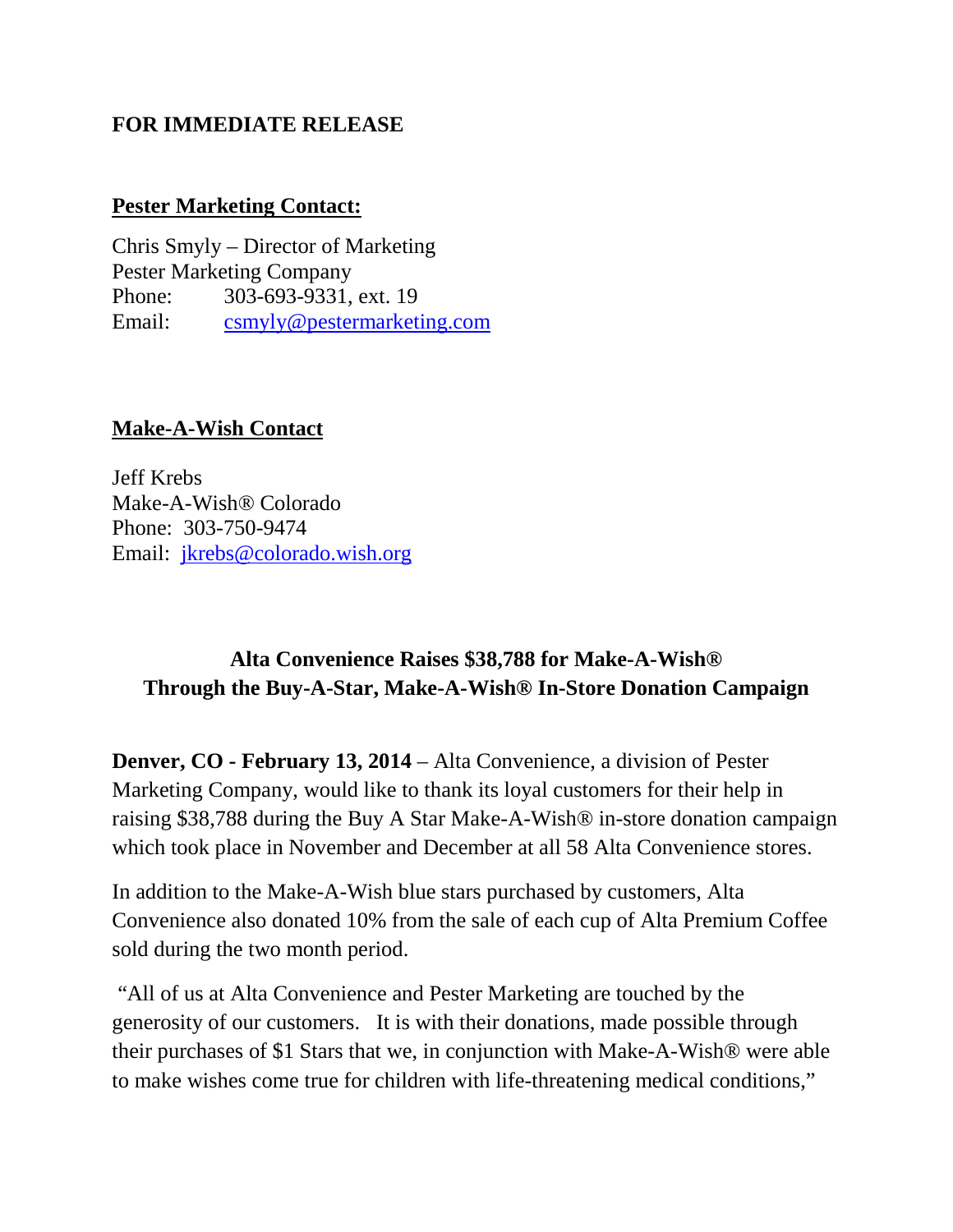**FOR IMMEDIATE RELEASE**

**Pester Marketing Contact:**

Chris Smyly – Director of Marketing
Pester Marketing Company
Phone: 303-693-9331, ext. 19
Email: csmyly@pestermarketing.com

**Make-A-Wish Contact**

Jeff Krebs
Make-A-Wish® Colorado
Phone: 303-750-9474
Email: jkrebs@colorado.wish.org

## Alta Convenience Raises $38,788 for Make-A-Wish® Through the Buy-A-Star, Make-A-Wish® In-Store Donation Campaign

**Denver, CO - February 13, 2014** – Alta Convenience, a division of Pester Marketing Company, would like to thank its loyal customers for their help in raising $38,788 during the Buy A Star Make-A-Wish® in-store donation campaign which took place in November and December at all 58 Alta Convenience stores.

In addition to the Make-A-Wish blue stars purchased by customers, Alta Convenience also donated 10% from the sale of each cup of Alta Premium Coffee sold during the two month period.

"All of us at Alta Convenience and Pester Marketing are touched by the generosity of our customers. It is with their donations, made possible through their purchases of $1 Stars that we, in conjunction with Make-A-Wish® were able to make wishes come true for children with life-threatening medical conditions,"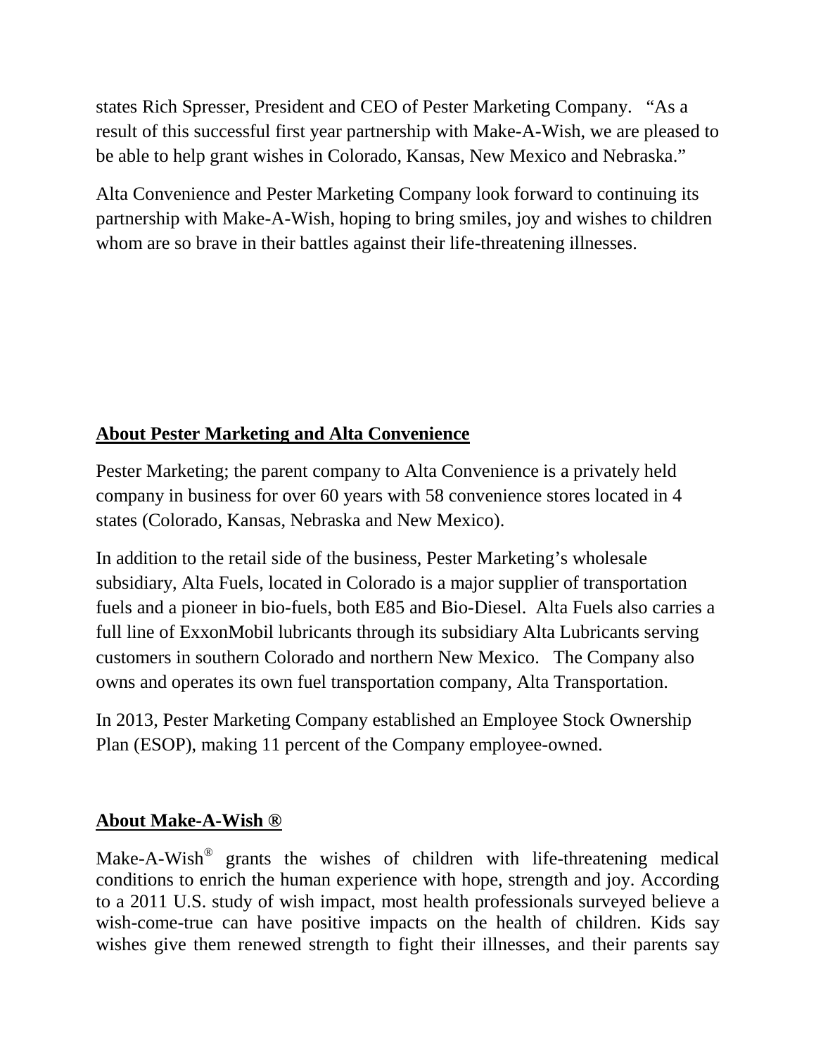states Rich Spresser, President and CEO of Pester Marketing Company. "As a result of this successful first year partnership with Make-A-Wish, we are pleased to be able to help grant wishes in Colorado, Kansas, New Mexico and Nebraska."

Alta Convenience and Pester Marketing Company look forward to continuing its partnership with Make-A-Wish, hoping to bring smiles, joy and wishes to children whom are so brave in their battles against their life-threatening illnesses.

## About Pester Marketing and Alta Convenience

Pester Marketing; the parent company to Alta Convenience is a privately held company in business for over 60 years with 58 convenience stores located in 4 states (Colorado, Kansas, Nebraska and New Mexico).

In addition to the retail side of the business, Pester Marketing's wholesale subsidiary, Alta Fuels, located in Colorado is a major supplier of transportation fuels and a pioneer in bio-fuels, both E85 and Bio-Diesel. Alta Fuels also carries a full line of ExxonMobil lubricants through its subsidiary Alta Lubricants serving customers in southern Colorado and northern New Mexico. The Company also owns and operates its own fuel transportation company, Alta Transportation.

In 2013, Pester Marketing Company established an Employee Stock Ownership Plan (ESOP), making 11 percent of the Company employee-owned.

## About Make-A-Wish ®

Make-A-Wish® grants the wishes of children with life-threatening medical conditions to enrich the human experience with hope, strength and joy. According to a 2011 U.S. study of wish impact, most health professionals surveyed believe a wish-come-true can have positive impacts on the health of children. Kids say wishes give them renewed strength to fight their illnesses, and their parents say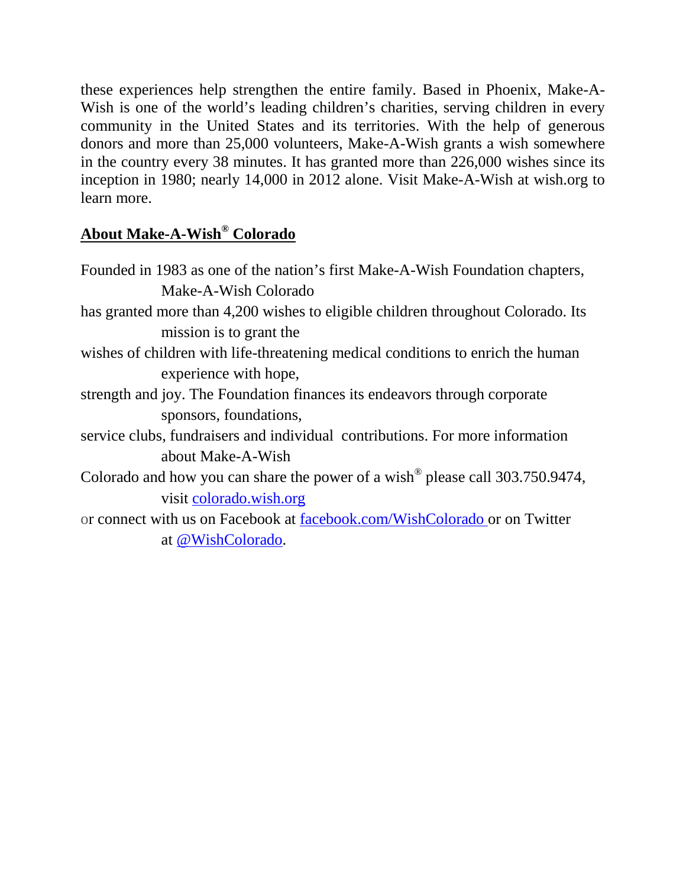these experiences help strengthen the entire family. Based in Phoenix, Make-A-Wish is one of the world's leading children's charities, serving children in every community in the United States and its territories. With the help of generous donors and more than 25,000 volunteers, Make-A-Wish grants a wish somewhere in the country every 38 minutes. It has granted more than 226,000 wishes since its inception in 1980; nearly 14,000 in 2012 alone. Visit Make-A-Wish at wish.org to learn more.

## About Make-A-Wish® Colorado

Founded in 1983 as one of the nation's first Make-A-Wish Foundation chapters, Make-A-Wish Colorado has granted more than 4,200 wishes to eligible children throughout Colorado. Its mission is to grant the wishes of children with life-threatening medical conditions to enrich the human experience with hope, strength and joy. The Foundation finances its endeavors through corporate sponsors, foundations, service clubs, fundraisers and individual contributions. For more information about Make-A-Wish Colorado and how you can share the power of a wish® please call 303.750.9474, visit colorado.wish.org or connect with us on Facebook at facebook.com/WishColorado or on Twitter at @WishColorado.